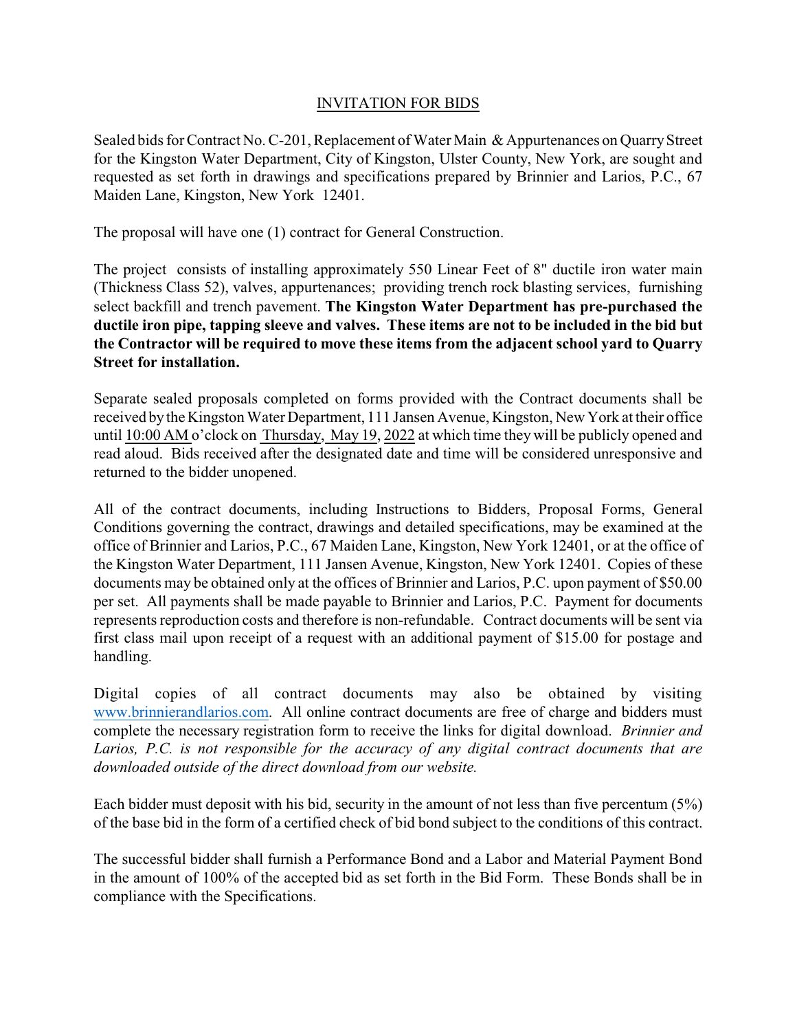# INVITATION FOR BIDS

Sealed bids for Contract No. C-201, Replacement of Water Main & Appurtenances on Quarry Street for the Kingston Water Department, City of Kingston, Ulster County, New York, are sought and requested as set forth in drawings and specifications prepared by Brinnier and Larios, P.C., 67 Maiden Lane, Kingston, New York 12401.

The proposal will have one (1) contract for General Construction.

The project consists of installing approximately 550 Linear Feet of 8" ductile iron water main (Thickness Class 52), valves, appurtenances; providing trench rock blasting services, furnishing select backfill and trench pavement. **The Kingston Water Department has pre-purchased the ductile iron pipe, tapping sleeve and valves. These items are not to be included in the bid but the Contractor will be required to move these items from the adjacent school yard to Quarry Street for installation.**

Separate sealed proposals completed on forms provided with the Contract documents shall be received by the Kingston Water Department, 111 Jansen Avenue, Kingston, New York at their office until 10:00 AM o'clock on Thursday, May 19, 2022 at which time they will be publicly opened and read aloud. Bids received after the designated date and time will be considered unresponsive and returned to the bidder unopened.

All of the contract documents, including Instructions to Bidders, Proposal Forms, General Conditions governing the contract, drawings and detailed specifications, may be examined at the office of Brinnier and Larios, P.C., 67 Maiden Lane, Kingston, New York 12401, or at the office of the Kingston Water Department, 111 Jansen Avenue, Kingston, New York 12401. Copies of these documents may be obtained only at the offices of Brinnier and Larios, P.C. upon payment of $50.00 per set. All payments shall be made payable to Brinnier and Larios, P.C. Payment for documents represents reproduction costs and therefore is non-refundable. Contract documents will be sent via first class mail upon receipt of a request with an additional payment of $15.00 for postage and handling.

Digital copies of all contract documents may also be obtained by visiting www.brinnierandlarios.com. All online contract documents are free of charge and bidders must complete the necessary registration form to receive the links for digital download. *Brinnier and Larios, P.C. is not responsible for the accuracy of any digital contract documents that are downloaded outside of the direct download from our website.*

Each bidder must deposit with his bid, security in the amount of not less than five percentum (5%) of the base bid in the form of a certified check of bid bond subject to the conditions of this contract.

The successful bidder shall furnish a Performance Bond and a Labor and Material Payment Bond in the amount of 100% of the accepted bid as set forth in the Bid Form. These Bonds shall be in compliance with the Specifications.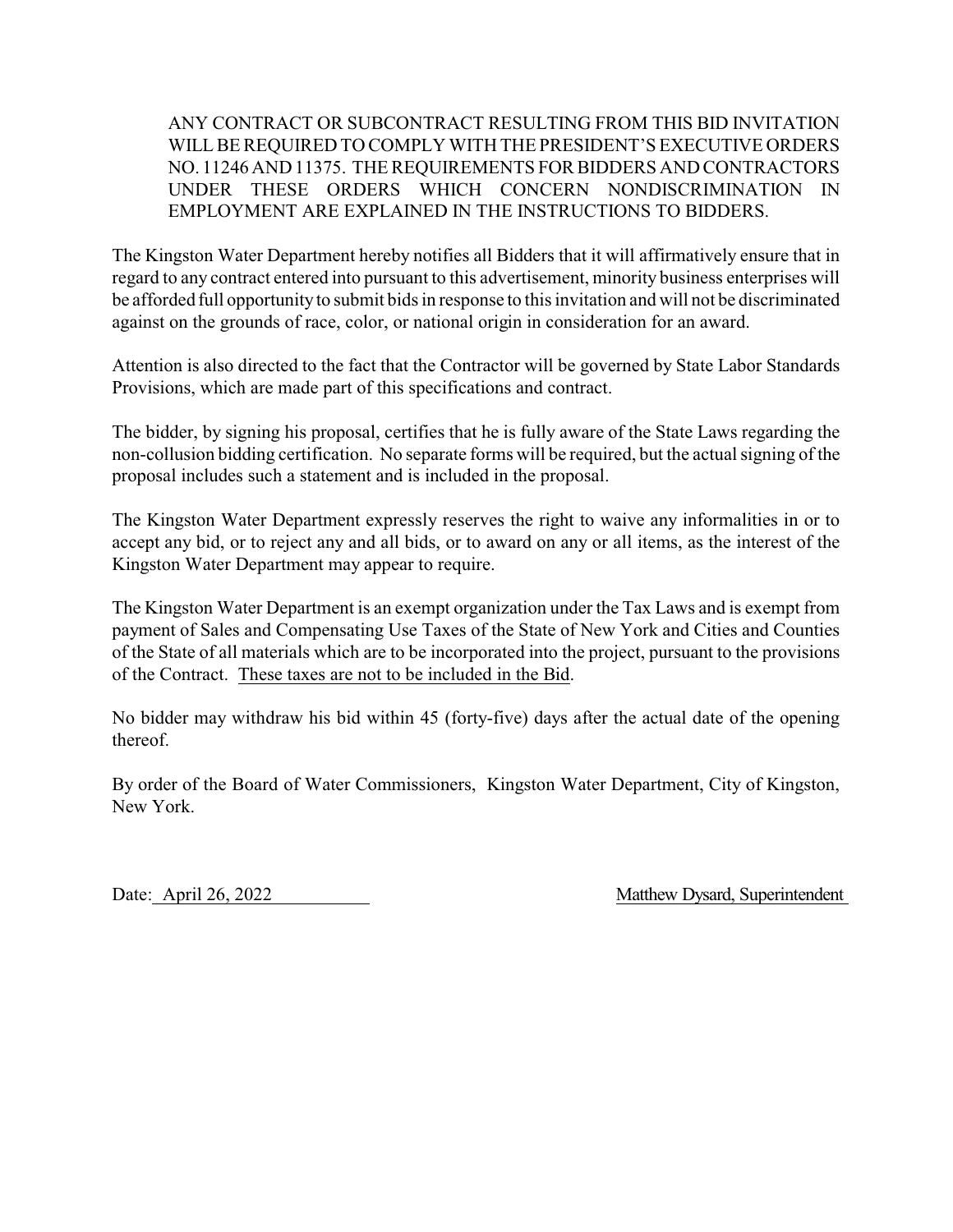ANY CONTRACT OR SUBCONTRACT RESULTING FROM THIS BID INVITATION WILL BE REQUIRED TO COMPLY WITH THE PRESIDENT'S EXECUTIVE ORDERS NO. 11246 AND 11375. THE REQUIREMENTS FOR BIDDERS AND CONTRACTORS UNDER THESE ORDERS WHICH CONCERN NONDISCRIMINATION IN EMPLOYMENT ARE EXPLAINED IN THE INSTRUCTIONS TO BIDDERS.

The Kingston Water Department hereby notifies all Bidders that it will affirmatively ensure that in regard to any contract entered into pursuant to this advertisement, minority business enterprises will be afforded full opportunity to submit bids in response to this invitation and will not be discriminated against on the grounds of race, color, or national origin in consideration for an award.

Attention is also directed to the fact that the Contractor will be governed by State Labor Standards Provisions, which are made part of this specifications and contract.

The bidder, by signing his proposal, certifies that he is fully aware of the State Laws regarding the non-collusion bidding certification. No separate forms will be required, but the actual signing of the proposal includes such a statement and is included in the proposal.

The Kingston Water Department expressly reserves the right to waive any informalities in or to accept any bid, or to reject any and all bids, or to award on any or all items, as the interest of the Kingston Water Department may appear to require.

The Kingston Water Department is an exempt organization under the Tax Laws and is exempt from payment of Sales and Compensating Use Taxes of the State of New York and Cities and Counties of the State of all materials which are to be incorporated into the project, pursuant to the provisions of the Contract. These taxes are not to be included in the Bid.

No bidder may withdraw his bid within 45 (forty-five) days after the actual date of the opening thereof.

By order of the Board of Water Commissioners, Kingston Water Department, City of Kingston, New York.

Date: April 26, 2022

Matthew Dysard, Superintendent